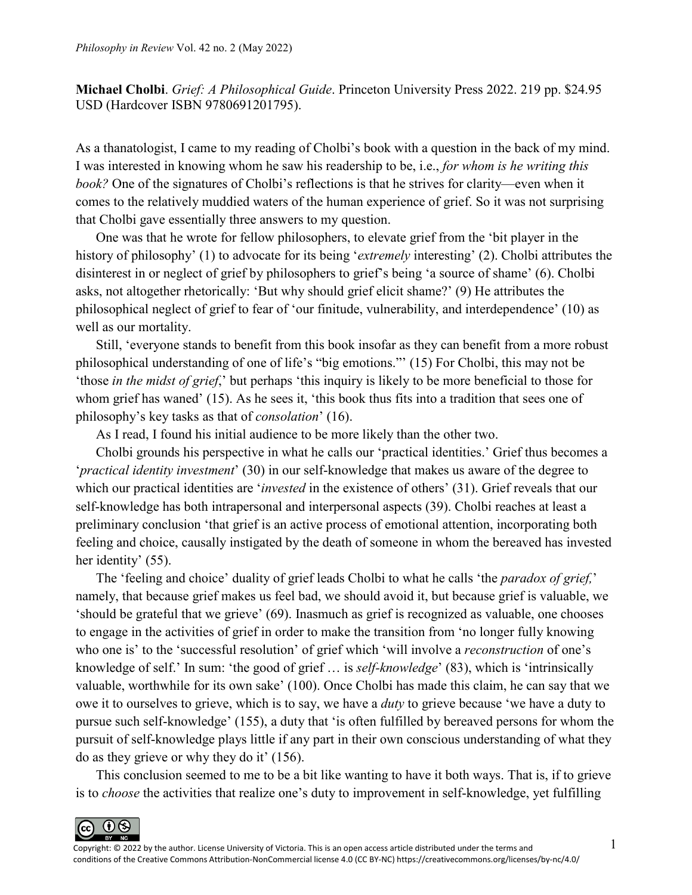**Michael Cholbi**. *Grief: A Philosophical Guide*. Princeton University Press 2022. 219 pp. $24.95 USD (Hardcover ISBN 9780691201795).

As a thanatologist, I came to my reading of Cholbi's book with a question in the back of my mind. I was interested in knowing whom he saw his readership to be, i.e., *for whom is he writing this book?* One of the signatures of Cholbi's reflections is that he strives for clarity—even when it comes to the relatively muddied waters of the human experience of grief. So it was not surprising that Cholbi gave essentially three answers to my question.

One was that he wrote for fellow philosophers, to elevate grief from the 'bit player in the history of philosophy' (1) to advocate for its being '*extremely* interesting' (2). Cholbi attributes the disinterest in or neglect of grief by philosophers to grief's being 'a source of shame' (6). Cholbi asks, not altogether rhetorically: 'But why should grief elicit shame?' (9) He attributes the philosophical neglect of grief to fear of 'our finitude, vulnerability, and interdependence' (10) as well as our mortality.

Still, 'everyone stands to benefit from this book insofar as they can benefit from a more robust philosophical understanding of one of life's "big emotions."' (15) For Cholbi, this may not be 'those *in the midst of grief*,' but perhaps 'this inquiry is likely to be more beneficial to those for whom grief has waned' (15). As he sees it, 'this book thus fits into a tradition that sees one of philosophy's key tasks as that of *consolation*' (16).

As I read, I found his initial audience to be more likely than the other two.

Cholbi grounds his perspective in what he calls our 'practical identities.' Grief thus becomes a '*practical identity investment*' (30) in our self-knowledge that makes us aware of the degree to which our practical identities are '*invested* in the existence of others' (31). Grief reveals that our self-knowledge has both intrapersonal and interpersonal aspects (39). Cholbi reaches at least a preliminary conclusion 'that grief is an active process of emotional attention, incorporating both feeling and choice, causally instigated by the death of someone in whom the bereaved has invested her identity' (55).

The 'feeling and choice' duality of grief leads Cholbi to what he calls 'the *paradox of grief,*' namely, that because grief makes us feel bad, we should avoid it, but because grief is valuable, we 'should be grateful that we grieve' (69). Inasmuch as grief is recognized as valuable, one chooses to engage in the activities of grief in order to make the transition from 'no longer fully knowing who one is' to the 'successful resolution' of grief which 'will involve a *reconstruction* of one's knowledge of self.' In sum: 'the good of grief … is *self-knowledge*' (83), which is 'intrinsically valuable, worthwhile for its own sake' (100). Once Cholbi has made this claim, he can say that we owe it to ourselves to grieve, which is to say, we have a *duty* to grieve because 'we have a duty to pursue such self-knowledge' (155), a duty that 'is often fulfilled by bereaved persons for whom the pursuit of self-knowledge plays little if any part in their own conscious understanding of what they do as they grieve or why they do it' (156).

This conclusion seemed to me to be a bit like wanting to have it both ways. That is, if to grieve is to *choose* the activities that realize one's duty to improvement in self-knowledge, yet fulfilling

Copyright: © 2022 by the author. License University of Victoria. This is an open access article distributed under the terms and conditions of the Creative Commons Attribution-NonCommercial license 4.0 (CC BY-NC) https://creativecommons.org/licenses/by-nc/4.0/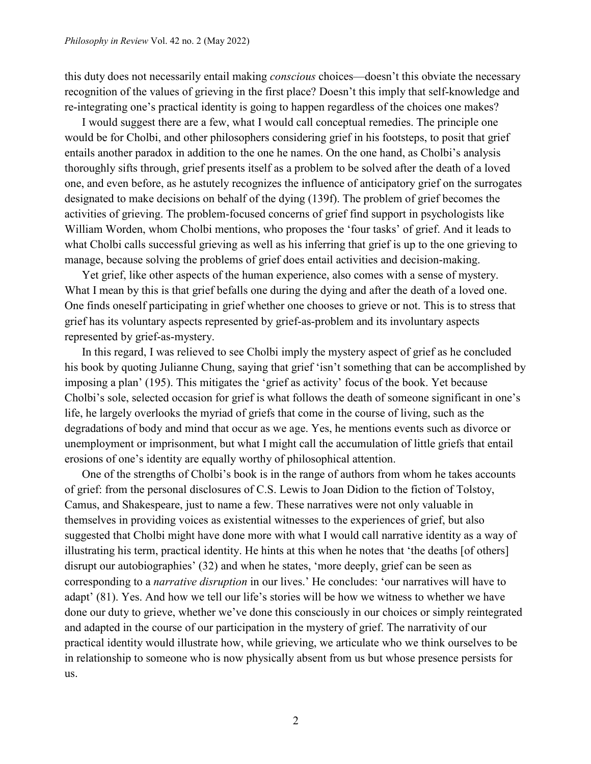this duty does not necessarily entail making *conscious* choices—doesn't this obviate the necessary recognition of the values of grieving in the first place? Doesn't this imply that self-knowledge and re-integrating one's practical identity is going to happen regardless of the choices one makes?

I would suggest there are a few, what I would call conceptual remedies. The principle one would be for Cholbi, and other philosophers considering grief in his footsteps, to posit that grief entails another paradox in addition to the one he names. On the one hand, as Cholbi's analysis thoroughly sifts through, grief presents itself as a problem to be solved after the death of a loved one, and even before, as he astutely recognizes the influence of anticipatory grief on the surrogates designated to make decisions on behalf of the dying (139f). The problem of grief becomes the activities of grieving. The problem-focused concerns of grief find support in psychologists like William Worden, whom Cholbi mentions, who proposes the 'four tasks' of grief. And it leads to what Cholbi calls successful grieving as well as his inferring that grief is up to the one grieving to manage, because solving the problems of grief does entail activities and decision-making.

Yet grief, like other aspects of the human experience, also comes with a sense of mystery. What I mean by this is that grief befalls one during the dying and after the death of a loved one. One finds oneself participating in grief whether one chooses to grieve or not. This is to stress that grief has its voluntary aspects represented by grief-as-problem and its involuntary aspects represented by grief-as-mystery.

In this regard, I was relieved to see Cholbi imply the mystery aspect of grief as he concluded his book by quoting Julianne Chung, saying that grief 'isn't something that can be accomplished by imposing a plan' (195). This mitigates the 'grief as activity' focus of the book. Yet because Cholbi's sole, selected occasion for grief is what follows the death of someone significant in one's life, he largely overlooks the myriad of griefs that come in the course of living, such as the degradations of body and mind that occur as we age. Yes, he mentions events such as divorce or unemployment or imprisonment, but what I might call the accumulation of little griefs that entail erosions of one's identity are equally worthy of philosophical attention.

One of the strengths of Cholbi's book is in the range of authors from whom he takes accounts of grief: from the personal disclosures of C.S. Lewis to Joan Didion to the fiction of Tolstoy, Camus, and Shakespeare, just to name a few. These narratives were not only valuable in themselves in providing voices as existential witnesses to the experiences of grief, but also suggested that Cholbi might have done more with what I would call narrative identity as a way of illustrating his term, practical identity. He hints at this when he notes that 'the deaths [of others] disrupt our autobiographies' (32) and when he states, 'more deeply, grief can be seen as corresponding to a *narrative disruption* in our lives.' He concludes: 'our narratives will have to adapt' (81). Yes. And how we tell our life's stories will be how we witness to whether we have done our duty to grieve, whether we've done this consciously in our choices or simply reintegrated and adapted in the course of our participation in the mystery of grief. The narrativity of our practical identity would illustrate how, while grieving, we articulate who we think ourselves to be in relationship to someone who is now physically absent from us but whose presence persists for us.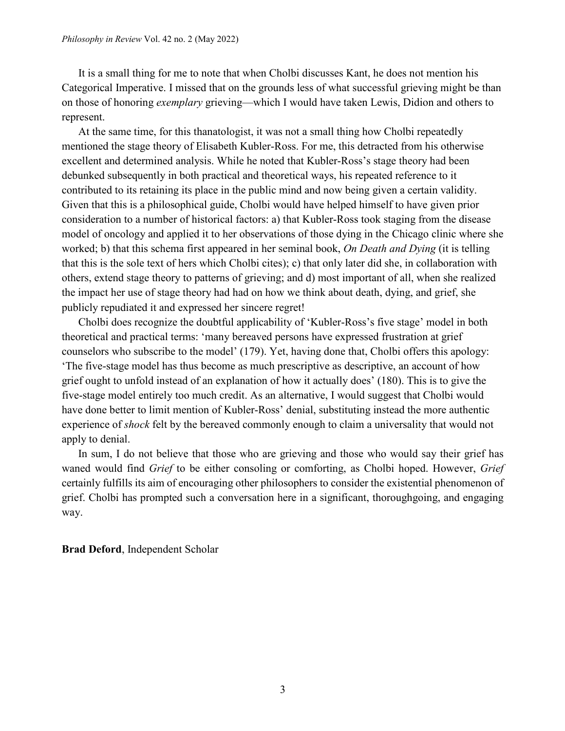It is a small thing for me to note that when Cholbi discusses Kant, he does not mention his Categorical Imperative. I missed that on the grounds less of what successful grieving might be than on those of honoring *exemplary* grieving—which I would have taken Lewis, Didion and others to represent.

At the same time, for this thanatologist, it was not a small thing how Cholbi repeatedly mentioned the stage theory of Elisabeth Kubler-Ross. For me, this detracted from his otherwise excellent and determined analysis. While he noted that Kubler-Ross's stage theory had been debunked subsequently in both practical and theoretical ways, his repeated reference to it contributed to its retaining its place in the public mind and now being given a certain validity. Given that this is a philosophical guide, Cholbi would have helped himself to have given prior consideration to a number of historical factors: a) that Kubler-Ross took staging from the disease model of oncology and applied it to her observations of those dying in the Chicago clinic where she worked; b) that this schema first appeared in her seminal book, *On Death and Dying* (it is telling that this is the sole text of hers which Cholbi cites); c) that only later did she, in collaboration with others, extend stage theory to patterns of grieving; and d) most important of all, when she realized the impact her use of stage theory had had on how we think about death, dying, and grief, she publicly repudiated it and expressed her sincere regret!

Cholbi does recognize the doubtful applicability of 'Kubler-Ross's five stage' model in both theoretical and practical terms: 'many bereaved persons have expressed frustration at grief counselors who subscribe to the model' (179). Yet, having done that, Cholbi offers this apology: 'The five-stage model has thus become as much prescriptive as descriptive, an account of how grief ought to unfold instead of an explanation of how it actually does' (180). This is to give the five-stage model entirely too much credit. As an alternative, I would suggest that Cholbi would have done better to limit mention of Kubler-Ross' denial, substituting instead the more authentic experience of *shock* felt by the bereaved commonly enough to claim a universality that would not apply to denial.

In sum, I do not believe that those who are grieving and those who would say their grief has waned would find *Grief* to be either consoling or comforting, as Cholbi hoped. However, *Grief* certainly fulfills its aim of encouraging other philosophers to consider the existential phenomenon of grief. Cholbi has prompted such a conversation here in a significant, thoroughgoing, and engaging way.

**Brad Deford**, Independent Scholar